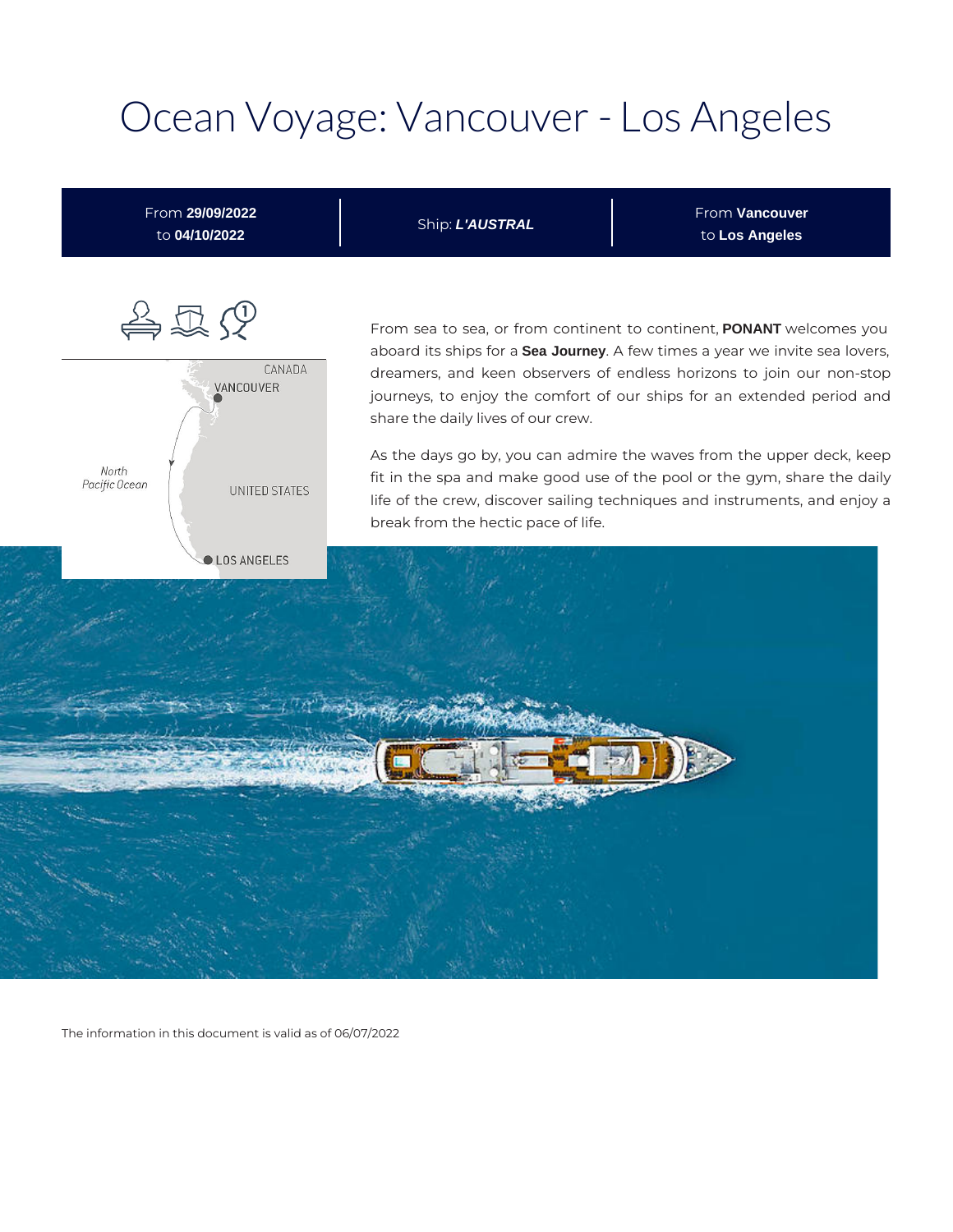# Ocean Voyage: Vancouver - Los Angeles

| From **29/09/2022** to **04/10/2022** | Ship: ***L'AUSTRAL*** | From **Vancouver** to **Los Angeles** |
|---|---|---|

From sea to sea, or from continent to continent, **PONANT** welcomes you aboard its ships for a **Sea Journey**. A few times a year we invite sea lovers, dreamers, and keen observers of endless horizons to join our non-stop journeys, to enjoy the comfort of our ships for an extended period and share the daily lives of our crew.

As the days go by, you can admire the waves from the upper deck, keep fit in the spa and make good use of the pool or the gym, share the daily life of the crew, discover sailing techniques and instruments, and enjoy a break from the hectic pace of life.

The information in this document is valid as of 06/07/2022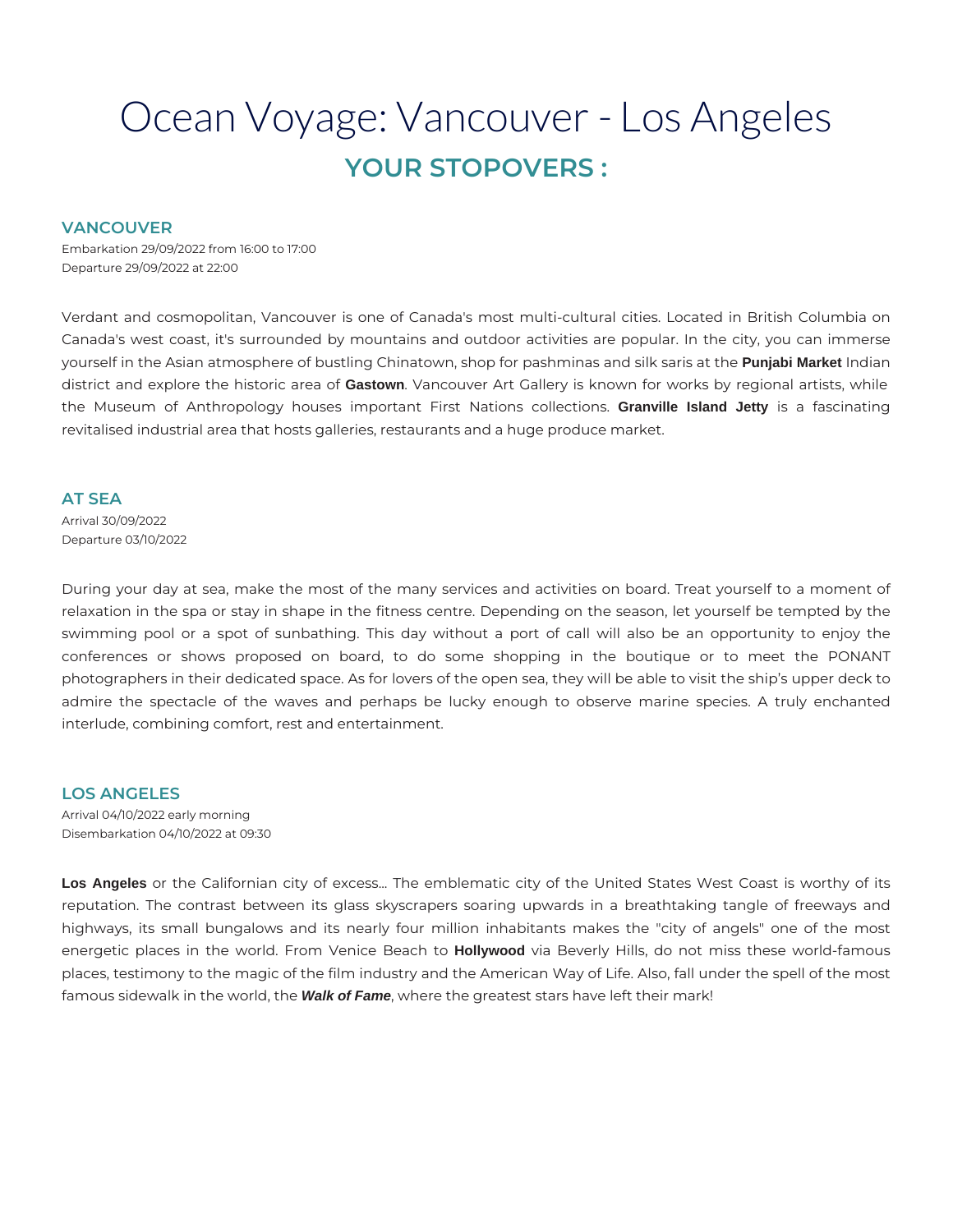# Ocean Voyage: Vancouver - Los Angeles

## YOUR STOPOVERS :

### VANCOUVER

Embarkation 29/09/2022 from 16:00 to 17:00
Departure 29/09/2022 at 22:00

Verdant and cosmopolitan, Vancouver is one of Canada's most multi-cultural cities. Located in British Columbia on Canada's west coast, it's surrounded by mountains and outdoor activities are popular. In the city, you can immerse yourself in the Asian atmosphere of bustling Chinatown, shop for pashminas and silk saris at the **Punjabi Market** Indian district and explore the historic area of **Gastown**. Vancouver Art Gallery is known for works by regional artists, while the Museum of Anthropology houses important First Nations collections. **Granville Island Jetty** is a fascinating revitalised industrial area that hosts galleries, restaurants and a huge produce market.

### AT SEA

Arrival 30/09/2022
Departure 03/10/2022

During your day at sea, make the most of the many services and activities on board. Treat yourself to a moment of relaxation in the spa or stay in shape in the fitness centre. Depending on the season, let yourself be tempted by the swimming pool or a spot of sunbathing. This day without a port of call will also be an opportunity to enjoy the conferences or shows proposed on board, to do some shopping in the boutique or to meet the PONANT photographers in their dedicated space. As for lovers of the open sea, they will be able to visit the ship's upper deck to admire the spectacle of the waves and perhaps be lucky enough to observe marine species. A truly enchanted interlude, combining comfort, rest and entertainment.

### LOS ANGELES

Arrival 04/10/2022 early morning
Disembarkation 04/10/2022 at 09:30

**Los Angeles** or the Californian city of excess... The emblematic city of the United States West Coast is worthy of its reputation. The contrast between its glass skyscrapers soaring upwards in a breathtaking tangle of freeways and highways, its small bungalows and its nearly four million inhabitants makes the "city of angels" one of the most energetic places in the world. From Venice Beach to **Hollywood** via Beverly Hills, do not miss these world-famous places, testimony to the magic of the film industry and the American Way of Life. Also, fall under the spell of the most famous sidewalk in the world, the ***Walk of Fame***, where the greatest stars have left their mark!